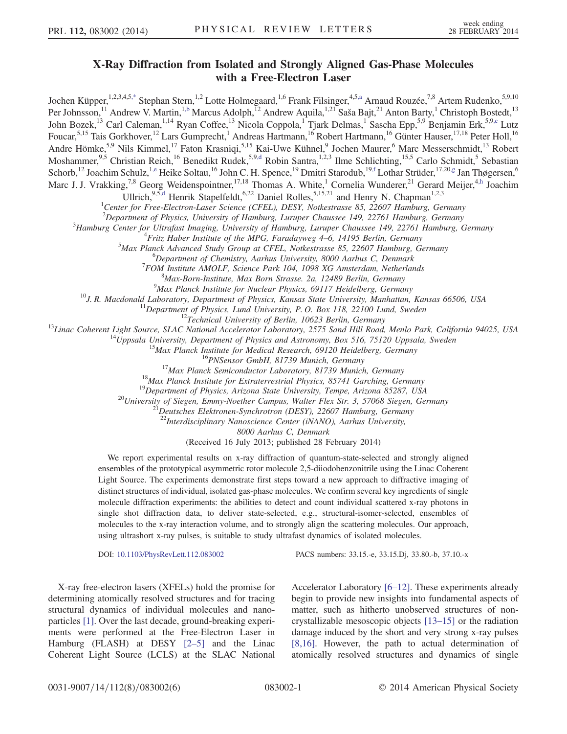# X-Ray Diffraction from Isolated and Strongly Aligned Gas-Phase Molecules with a Free-Electron Laser

Jochen Küpper,[1,2,3,4,5,*] Stephan Stern,[1,2] Lotte Holmegaard,[1,6] Frank Filsinger,[4,5,a] Arnaud Rouzée,[7,8] Artem Rudenko,[5,9,10] Per Johnsson,[11] Andrew V. Martin,[1,b] Marcus Adolph,[12] Andrew Aquila,[1,21] Saša Bajt,[21] Anton Barty,[1] Christoph Bostedt,[13] John Bozek,[13] Carl Caleman,[1,14] Ryan Coffee,[13] Nicola Coppola,[1] Tjark Delmas,[1] Sascha Epp,[5,9] Benjamin Erk,[5,9,c] Lutz Foucar,[5,15] Tais Gorkhover,[12] Lars Gumprecht,[1] Andreas Hartmann,[16] Robert Hartmann,[16] Günter Hauser,[17,18] Peter Holl,[16] Andre Hömke,[5,9] Nils Kimmel,[17] Faton Krasniqi,[5,15] Kai-Uwe Kühnel,[9] Jochen Maurer,[6] Marc Messerschmidt,[13] Robert Moshammer,[9,5] Christian Reich,[16] Benedikt Rudek,[5,9,d] Robin Santra,[1,2,3] Ilme Schlichting,[15,5] Carlo Schmidt,[5] Sebastian Schorb,[12] Joachim Schulz,[1,e] Heike Soltau,[16] John C. H. Spence,[19] Dmitri Starodub,[19,f] Lothar Strüder,[17,20,g] Jan Thøgersen,[6] Marc J. J. Vrakking,[7,8] Georg Weidenspointner,[17,18] Thomas A. White,[1] Cornelia Wunderer,[21] Gerard Meijer,[4,h] Joachim Ullrich,[9,5,d] Henrik Stapelfeldt,[6,22] Daniel Rolles,[5,15,21] and Henry N. Chapman[1,2,3]

[1]Center for Free-Electron-Laser Science (CFEL), DESY, Notkestrasse 85, 22607 Hamburg, Germany
[2]Department of Physics, University of Hamburg, Luruper Chaussee 149, 22761 Hamburg, Germany
[3]Hamburg Center for Ultrafast Imaging, University of Hamburg, Luruper Chaussee 149, 22761 Hamburg, Germany
[4]Fritz Haber Institute of the MPG, Faradayweg 4–6, 14195 Berlin, Germany
[5]Max Planck Advanced Study Group at CFEL, Notkestrasse 85, 22607 Hamburg, Germany
[6]Department of Chemistry, Aarhus University, 8000 Aarhus C, Denmark
[7]FOM Institute AMOLF, Science Park 104, 1098 XG Amsterdam, Netherlands
[8]Max-Born-Institute, Max Born Strasse. 2a, 12489 Berlin, Germany
[9]Max Planck Institute for Nuclear Physics, 69117 Heidelberg, Germany
[10]J. R. Macdonald Laboratory, Department of Physics, Kansas State University, Manhattan, Kansas 66506, USA
[11]Department of Physics, Lund University, P. O. Box 118, 22100 Lund, Sweden
[12]Technical University of Berlin, 10623 Berlin, Germany
[13]Linac Coherent Light Source, SLAC National Accelerator Laboratory, 2575 Sand Hill Road, Menlo Park, California 94025, USA
[14]Uppsala University, Department of Physics and Astronomy, Box 516, 75120 Uppsala, Sweden
[15]Max Planck Institute for Medical Research, 69120 Heidelberg, Germany
[16]PNSensor GmbH, 81739 Munich, Germany
[17]Max Planck Semiconductor Laboratory, 81739 Munich, Germany
[18]Max Planck Institute for Extraterrestrial Physics, 85741 Garching, Germany
[19]Department of Physics, Arizona State University, Tempe, Arizona 85287, USA
[20]University of Siegen, Emmy-Noether Campus, Walter Flex Str. 3, 57068 Siegen, Germany
[21]Deutsches Elektronen-Synchrotron (DESY), 22607 Hamburg, Germany
[22]Interdisciplinary Nanoscience Center (iNANO), Aarhus University, 8000 Aarhus C, Denmark

(Received 16 July 2013; published 28 February 2014)

We report experimental results on x-ray diffraction of quantum-state-selected and strongly aligned ensembles of the prototypical asymmetric rotor molecule 2,5-diiodobenzonitrile using the Linac Coherent Light Source. The experiments demonstrate first steps toward a new approach to diffractive imaging of distinct structures of individual, isolated gas-phase molecules. We confirm several key ingredients of single molecule diffraction experiments: the abilities to detect and count individual scattered x-ray photons in single shot diffraction data, to deliver state-selected, e.g., structural-isomer-selected, ensembles of molecules to the x-ray interaction volume, and to strongly align the scattering molecules. Our approach, using ultrashort x-ray pulses, is suitable to study ultrafast dynamics of isolated molecules.

DOI: 10.1103/PhysRevLett.112.083002 PACS numbers: 33.15.-e, 33.15.Dj, 33.80.-b, 37.10.-x

X-ray free-electron lasers (XFELs) hold the promise for determining atomically resolved structures and for tracing structural dynamics of individual molecules and nanoparticles [1]. Over the last decade, ground-breaking experiments were performed at the Free-Electron Laser in Hamburg (FLASH) at DESY [2–5] and the Linac Coherent Light Source (LCLS) at the SLAC National Accelerator Laboratory [6–12]. These experiments already begin to provide new insights into fundamental aspects of matter, such as hitherto unobserved structures of non-crystallizable mesoscopic objects [13–15] or the radiation damage induced by the short and very strong x-ray pulses [8,16]. However, the path to actual determination of atomically resolved structures and dynamics of single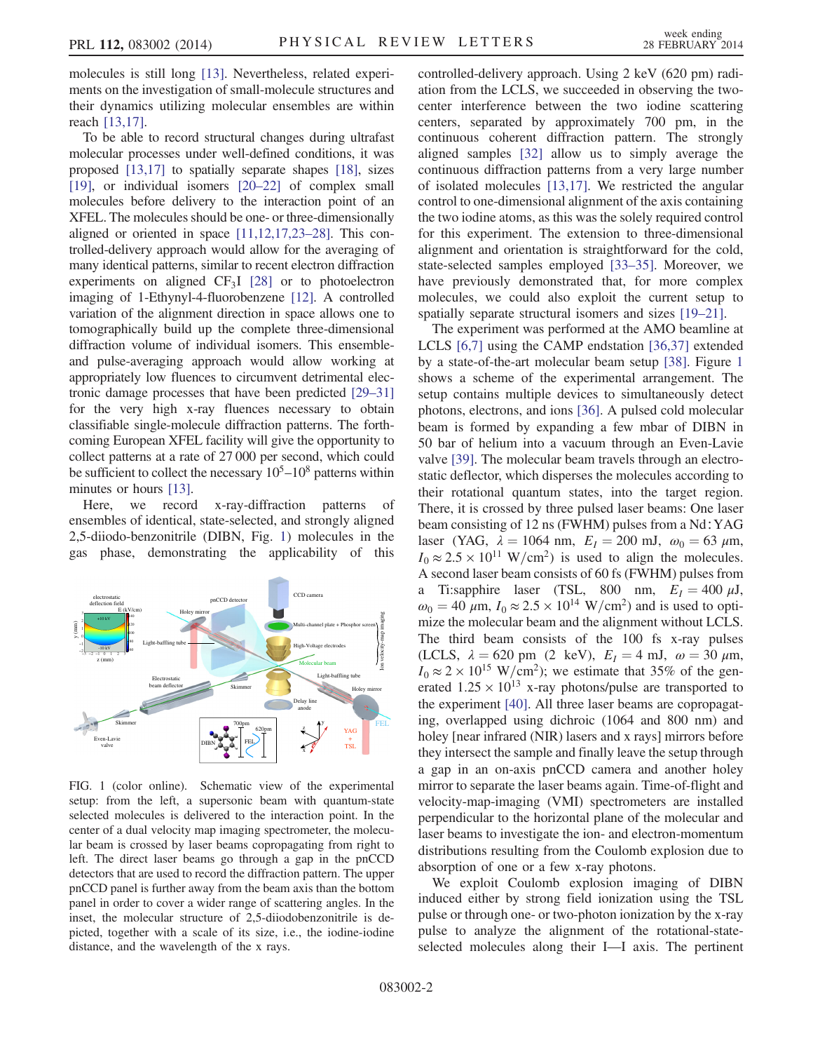molecules is still long [13]. Nevertheless, related experiments on the investigation of small-molecule structures and their dynamics utilizing molecular ensembles are within reach [13,17].

To be able to record structural changes during ultrafast molecular processes under well-defined conditions, it was proposed [13,17] to spatially separate shapes [18], sizes [19], or individual isomers [20–22] of complex small molecules before delivery to the interaction point of an XFEL. The molecules should be one- or three-dimensionally aligned or oriented in space [11,12,17,23–28]. This controlled-delivery approach would allow for the averaging of many identical patterns, similar to recent electron diffraction experiments on aligned $CF_3I$ [28] or to photoelectron imaging of 1-Ethynyl-4-fluorobenzene [12]. A controlled variation of the alignment direction in space allows one to tomographically build up the complete three-dimensional diffraction volume of individual isomers. This ensemble- and pulse-averaging approach would allow working at appropriately low fluences to circumvent detrimental electronic damage processes that have been predicted [29–31] for the very high x-ray fluences necessary to obtain classifiable single-molecule diffraction patterns. The forthcoming European XFEL facility will give the opportunity to collect patterns at a rate of 27 000 per second, which could be sufficient to collect the necessary $10^5$–$10^8$ patterns within minutes or hours [13].

Here, we record x-ray-diffraction patterns of ensembles of identical, state-selected, and strongly aligned 2,5-diiodo-benzonitrile (DIBN, Fig. 1) molecules in the gas phase, demonstrating the applicability of this controlled-delivery approach. Using 2 keV (620 pm) radiation from the LCLS, we succeeded in observing the two-center interference between the two iodine scattering centers, separated by approximately 700 pm, in the continuous coherent diffraction pattern. The strongly aligned samples [32] allow us to simply average the continuous diffraction patterns from a very large number of isolated molecules [13,17]. We restricted the angular control to one-dimensional alignment of the axis containing the two iodine atoms, as this was the solely required control for this experiment. The extension to three-dimensional alignment and orientation is straightforward for the cold, state-selected samples employed [33–35]. Moreover, we have previously demonstrated that, for more complex molecules, we could also exploit the current setup to spatially separate structural isomers and sizes [19–21].

FIG. 1 (color online). Schematic view of the experimental setup: from the left, a supersonic beam with quantum-state selected molecules is delivered to the interaction point. In the center of a dual velocity map imaging spectrometer, the molecular beam is crossed by laser beams copropagating from right to left. The direct laser beams go through a gap in the pnCCD detectors that are used to record the diffraction pattern. The upper pnCCD panel is further away from the beam axis than the bottom panel in order to cover a wider range of scattering angles. In the inset, the molecular structure of 2,5-diiodobenzonitrile is depicted, together with a scale of its size, i.e., the iodine-iodine distance, and the wavelength of the x rays.

The experiment was performed at the AMO beamline at LCLS [6,7] using the CAMP endstation [36,37] extended by a state-of-the-art molecular beam setup [38]. Figure 1 shows a scheme of the experimental arrangement. The setup contains multiple devices to simultaneously detect photons, electrons, and ions [36]. A pulsed cold molecular beam is formed by expanding a few mbar of DIBN in 50 bar of helium into a vacuum through an Even-Lavie valve [39]. The molecular beam travels through an electrostatic deflector, which disperses the molecules according to their rotational quantum states, into the target region. There, it is crossed by three pulsed laser beams: One laser beam consisting of 12 ns (FWHM) pulses from a Nd:YAG laser (YAG, $\lambda = 1064$ nm, $E_I = 200$ mJ, $\omega_0 = 63$ $\mu$m, $I_0 \approx 2.5 \times 10^{11}$ $\mathrm{W/cm^2}$) is used to align the molecules. A second laser beam consists of 60 fs (FWHM) pulses from a Ti:sapphire laser (TSL, 800 nm, $E_I = 400$ $\mu$J, $\omega_0 = 40$ $\mu$m, $I_0 \approx 2.5 \times 10^{14}$ $\mathrm{W/cm^2}$) and is used to optimize the molecular beam and the alignment without LCLS. The third beam consists of the 100 fs x-ray pulses (LCLS, $\lambda = 620$ pm (2 keV), $E_I = 4$ mJ, $\omega = 30$ $\mu$m, $I_0 \approx 2 \times 10^{15}$ $\mathrm{W/cm^2}$); we estimate that 35% of the generated $1.25 \times 10^{13}$ x-ray photons/pulse are transported to the experiment [40]. All three laser beams are copropagating, overlapped using dichroic (1064 and 800 nm) and holey [near infrared (NIR) lasers and x rays] mirrors before they intersect the sample and finally leave the setup through a gap in an on-axis pnCCD camera and another holey mirror to separate the laser beams again. Time-of-flight and velocity-map-imaging (VMI) spectrometers are installed perpendicular to the horizontal plane of the molecular and laser beams to investigate the ion- and electron-momentum distributions resulting from the Coulomb explosion due to absorption of one or a few x-ray photons.

We exploit Coulomb explosion imaging of DIBN induced either by strong field ionization using the TSL pulse or through one- or two-photon ionization by the x-ray pulse to analyze the alignment of the rotational-state-selected molecules along their I—I axis. The pertinent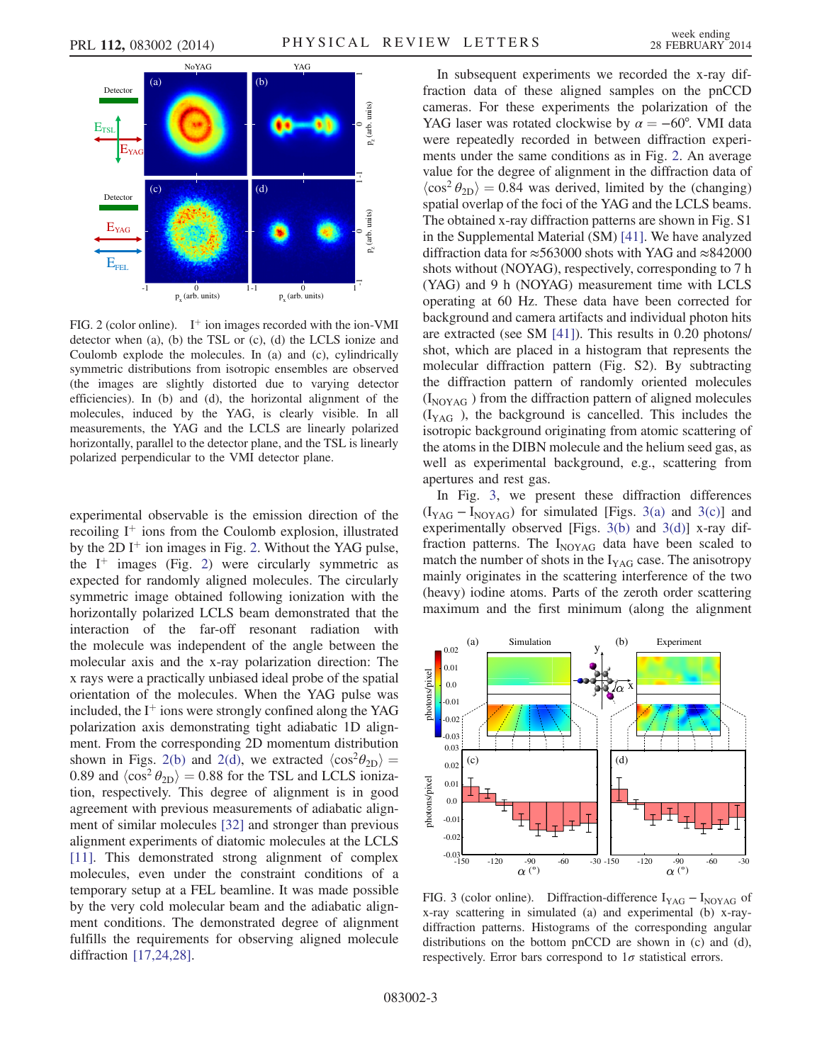FIG. 2 (color online). $I^+$ ion images recorded with the ion-VMI detector when (a), (b) the TSL or (c), (d) the LCLS ionize and Coulomb explode the molecules. In (a) and (c), cylindrically symmetric distributions from isotropic ensembles are observed (the images are slightly distorted due to varying detector efficiencies). In (b) and (d), the horizontal alignment of the molecules, induced by the YAG, is clearly visible. In all measurements, the YAG and the LCLS are linearly polarized horizontally, parallel to the detector plane, and the TSL is linearly polarized perpendicular to the VMI detector plane.

experimental observable is the emission direction of the recoiling $I^+$ ions from the Coulomb explosion, illustrated by the 2D $I^+$ ion images in Fig. 2. Without the YAG pulse, the $I^+$ images (Fig. 2) were circularly symmetric as expected for randomly aligned molecules. The circularly symmetric image obtained following ionization with the horizontally polarized LCLS beam demonstrated that the interaction of the far-off resonant radiation with the molecule was independent of the angle between the molecular axis and the x-ray polarization direction: The x rays were a practically unbiased ideal probe of the spatial orientation of the molecules. When the YAG pulse was included, the $I^+$ ions were strongly confined along the YAG polarization axis demonstrating tight adiabatic 1D alignment. From the corresponding 2D momentum distribution shown in Figs. 2(b) and 2(d), we extracted $\langle\cos^2\theta_{2D}\rangle = 0.89$ and $\langle\cos^2\theta_{2D}\rangle = 0.88$ for the TSL and LCLS ionization, respectively. This degree of alignment is in good agreement with previous measurements of adiabatic alignment of similar molecules [32] and stronger than previous alignment experiments of diatomic molecules at the LCLS [11]. This demonstrated strong alignment of complex molecules, even under the constraint conditions of a temporary setup at a FEL beamline. It was made possible by the very cold molecular beam and the adiabatic alignment conditions. The demonstrated degree of alignment fulfills the requirements for observing aligned molecule diffraction [17,24,28].

In subsequent experiments we recorded the x-ray diffraction data of these aligned samples on the pnCCD cameras. For these experiments the polarization of the YAG laser was rotated clockwise by $\alpha = -60°$. VMI data were repeatedly recorded in between diffraction experiments under the same conditions as in Fig. 2. An average value for the degree of alignment in the diffraction data of $\langle\cos^2\theta_{2D}\rangle = 0.84$ was derived, limited by the (changing) spatial overlap of the foci of the YAG and the LCLS beams. The obtained x-ray diffraction patterns are shown in Fig. S1 in the Supplemental Material (SM) [41]. We have analyzed diffraction data for ≈563000 shots with YAG and ≈842000 shots without (NOYAG), respectively, corresponding to 7 h (YAG) and 9 h (NOYAG) measurement time with LCLS operating at 60 Hz. These data have been corrected for background and camera artifacts and individual photon hits are extracted (see SM [41]). This results in 0.20 photons/shot, which are placed in a histogram that represents the molecular diffraction pattern (Fig. S2). By subtracting the diffraction pattern of randomly oriented molecules ($I_{NOYAG}$) from the diffraction pattern of aligned molecules ($I_{YAG}$), the background is cancelled. This includes the isotropic background originating from atomic scattering of the atoms in the DIBN molecule and the helium seed gas, as well as experimental background, e.g., scattering from apertures and rest gas.

In Fig. 3, we present these diffraction differences ($I_{YAG} - I_{NOYAG}$) for simulated [Figs. 3(a) and 3(c)] and experimentally observed [Figs. 3(b) and 3(d)] x-ray diffraction patterns. The $I_{NOYAG}$ data have been scaled to match the number of shots in the $I_{YAG}$ case. The anisotropy mainly originates in the scattering interference of the two (heavy) iodine atoms. Parts of the zeroth order scattering maximum and the first minimum (along the alignment

FIG. 3 (color online). Diffraction-difference $I_{YAG} - I_{NOYAG}$ of x-ray scattering in simulated (a) and experimental (b) x-ray-diffraction patterns. Histograms of the corresponding angular distributions on the bottom pnCCD are shown in (c) and (d), respectively. Error bars correspond to $1\sigma$ statistical errors.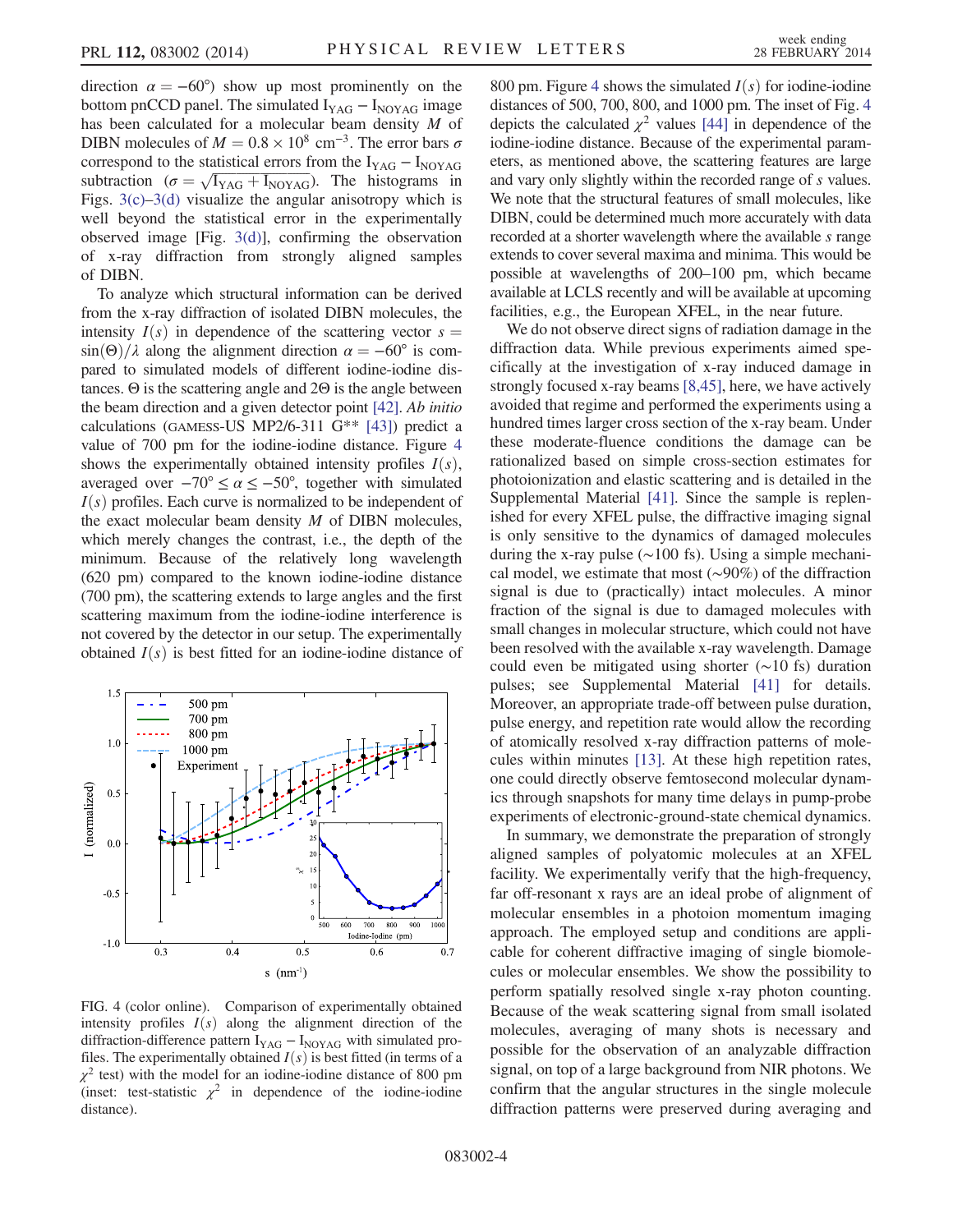direction $\alpha = -60°$) show up most prominently on the bottom pnCCD panel. The simulated $I_{YAG} - I_{NOYAG}$ image has been calculated for a molecular beam density $M$ of DIBN molecules of $M = 0.8 \times 10^8$ cm$^{-3}$. The error bars $\sigma$ correspond to the statistical errors from the $I_{YAG} - I_{NOYAG}$ subtraction ($\sigma = \sqrt{I_{YAG} + I_{NOYAG}}$). The histograms in Figs. 3(c)–3(d) visualize the angular anisotropy which is well beyond the statistical error in the experimentally observed image [Fig. 3(d)], confirming the observation of x-ray diffraction from strongly aligned samples of DIBN.

To analyze which structural information can be derived from the x-ray diffraction of isolated DIBN molecules, the intensity $I(s)$ in dependence of the scattering vector $s = \sin(\Theta)/\lambda$ along the alignment direction $\alpha = -60°$ is compared to simulated models of different iodine-iodine distances. $\Theta$ is the scattering angle and $2\Theta$ is the angle between the beam direction and a given detector point [42]. *Ab initio* calculations (GAMESS-US MP2/6-311 G** [43]) predict a value of 700 pm for the iodine-iodine distance. Figure 4 shows the experimentally obtained intensity profiles $I(s)$, averaged over $-70° \leq \alpha \leq -50°$, together with simulated $I(s)$ profiles. Each curve is normalized to be independent of the exact molecular beam density $M$ of DIBN molecules, which merely changes the contrast, i.e., the depth of the minimum. Because of the relatively long wavelength (620 pm) compared to the known iodine-iodine distance (700 pm), the scattering extends to large angles and the first scattering maximum from the iodine-iodine interference is not covered by the detector in our setup. The experimentally obtained $I(s)$ is best fitted for an iodine-iodine distance of 800 pm. Figure 4 shows the simulated $I(s)$ for iodine-iodine distances of 500, 700, 800, and 1000 pm. The inset of Fig. 4 depicts the calculated $\chi^2$ values [44] in dependence of the iodine-iodine distance. Because of the experimental parameters, as mentioned above, the scattering features are large and vary only slightly within the recorded range of $s$ values. We note that the structural features of small molecules, like DIBN, could be determined much more accurately with data recorded at a shorter wavelength where the available $s$ range extends to cover several maxima and minima. This would be possible at wavelengths of 200–100 pm, which became available at LCLS recently and will be available at upcoming facilities, e.g., the European XFEL, in the near future.

FIG. 4 (color online). Comparison of experimentally obtained intensity profiles $I(s)$ along the alignment direction of the diffraction-difference pattern $I_{YAG} - I_{NOYAG}$ with simulated profiles. The experimentally obtained $I(s)$ is best fitted (in terms of a $\chi^2$ test) with the model for an iodine-iodine distance of 800 pm (inset: test-statistic $\chi^2$ in dependence of the iodine-iodine distance).

We do not observe direct signs of radiation damage in the diffraction data. While previous experiments aimed specifically at the investigation of x-ray induced damage in strongly focused x-ray beams [8,45], here, we have actively avoided that regime and performed the experiments using a hundred times larger cross section of the x-ray beam. Under these moderate-fluence conditions the damage can be rationalized based on simple cross-section estimates for photoionization and elastic scattering and is detailed in the Supplemental Material [41]. Since the sample is replenished for every XFEL pulse, the diffractive imaging signal is only sensitive to the dynamics of damaged molecules during the x-ray pulse (~100 fs). Using a simple mechanical model, we estimate that most (~90%) of the diffraction signal is due to (practically) intact molecules. A minor fraction of the signal is due to damaged molecules with small changes in molecular structure, which could not have been resolved with the available x-ray wavelength. Damage could even be mitigated using shorter (~10 fs) duration pulses; see Supplemental Material [41] for details. Moreover, an appropriate trade-off between pulse duration, pulse energy, and repetition rate would allow the recording of atomically resolved x-ray diffraction patterns of molecules within minutes [13]. At these high repetition rates, one could directly observe femtosecond molecular dynamics through snapshots for many time delays in pump-probe experiments of electronic-ground-state chemical dynamics.

In summary, we demonstrate the preparation of strongly aligned samples of polyatomic molecules at an XFEL facility. We experimentally verify that the high-frequency, far off-resonant x rays are an ideal probe of alignment of molecular ensembles in a photoion momentum imaging approach. The employed setup and conditions are applicable for coherent diffractive imaging of single biomolecules or molecular ensembles. We show the possibility to perform spatially resolved single x-ray photon counting. Because of the weak scattering signal from small isolated molecules, averaging of many shots is necessary and possible for the observation of an analyzable diffraction signal, on top of a large background from NIR photons. We confirm that the angular structures in the single molecule diffraction patterns were preserved during averaging and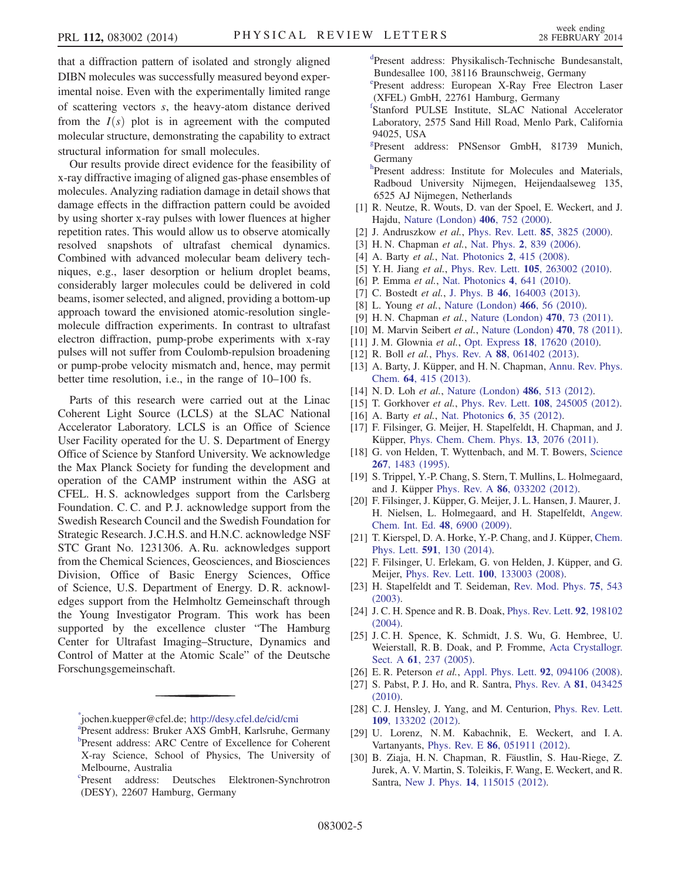that a diffraction pattern of isolated and strongly aligned DIBN molecules was successfully measured beyond experimental noise. Even with the experimentally limited range of scattering vectors $s$, the heavy-atom distance derived from the $I(s)$ plot is in agreement with the computed molecular structure, demonstrating the capability to extract structural information for small molecules.

Our results provide direct evidence for the feasibility of x-ray diffractive imaging of aligned gas-phase ensembles of molecules. Analyzing radiation damage in detail shows that damage effects in the diffraction pattern could be avoided by using shorter x-ray pulses with lower fluences at higher repetition rates. This would allow us to observe atomically resolved snapshots of ultrafast chemical dynamics. Combined with advanced molecular beam delivery techniques, e.g., laser desorption or helium droplet beams, considerably larger molecules could be delivered in cold beams, isomer selected, and aligned, providing a bottom-up approach toward the envisioned atomic-resolution single-molecule diffraction experiments. In contrast to ultrafast electron diffraction, pump-probe experiments with x-ray pulses will not suffer from Coulomb-repulsion broadening or pump-probe velocity mismatch and, hence, may permit better time resolution, i.e., in the range of 10–100 fs.

Parts of this research were carried out at the Linac Coherent Light Source (LCLS) at the SLAC National Accelerator Laboratory. LCLS is an Office of Science User Facility operated for the U. S. Department of Energy Office of Science by Stanford University. We acknowledge the Max Planck Society for funding the development and operation of the CAMP instrument within the ASG at CFEL. H. S. acknowledges support from the Carlsberg Foundation. C. C. and P. J. acknowledge support from the Swedish Research Council and the Swedish Foundation for Strategic Research. J.C.H.S. and H.N.C. acknowledge NSF STC Grant No. 1231306. A. Ru. acknowledges support from the Chemical Sciences, Geosciences, and Biosciences Division, Office of Basic Energy Sciences, Office of Science, U.S. Department of Energy. D. R. acknowledges support from the Helmholtz Gemeinschaft through the Young Investigator Program. This work has been supported by the excellence cluster "The Hamburg Center for Ultrafast Imaging–Structure, Dynamics and Control of Matter at the Atomic Scale" of the Deutsche Forschungsgemeinschaft.

---

[*] jochen.kuepper@cfel.de; http://desy.cfel.de/cid/cmi

[a] Present address: Bruker AXS GmbH, Karlsruhe, Germany

[b] Present address: ARC Centre of Excellence for Coherent X-ray Science, School of Physics, The University of Melbourne, Australia

[c] Present address: Deutsches Elektronen-Synchrotron (DESY), 22607 Hamburg, Germany

[d] Present address: Physikalisch-Technische Bundesanstalt, Bundesallee 100, 38116 Braunschweig, Germany

[e] Present address: European X-Ray Free Electron Laser (XFEL) GmbH, 22761 Hamburg, Germany

[f] Stanford PULSE Institute, SLAC National Accelerator Laboratory, 2575 Sand Hill Road, Menlo Park, California 94025, USA

[g] Present address: PNSensor GmbH, 81739 Munich, Germany

[h] Present address: Institute for Molecules and Materials, Radboud University Nijmegen, Heijendaalseweg 135, 6525 AJ Nijmegen, Netherlands

[1] R. Neutze, R. Wouts, D. van der Spoel, E. Weckert, and J. Hajdu, Nature (London) **406**, 752 (2000).

[2] J. Andruszkow *et al.*, Phys. Rev. Lett. **85**, 3825 (2000).

[3] H. N. Chapman *et al.*, Nat. Phys. **2**, 839 (2006).

[4] A. Barty *et al.*, Nat. Photonics **2**, 415 (2008).

[5] Y. H. Jiang *et al.*, Phys. Rev. Lett. **105**, 263002 (2010).

[6] P. Emma *et al.*, Nat. Photonics **4**, 641 (2010).

[7] C. Bostedt *et al.*, J. Phys. B **46**, 164003 (2013).

[8] L. Young *et al.*, Nature (London) **466**, 56 (2010).

[9] H. N. Chapman *et al.*, Nature (London) **470**, 73 (2011).

[10] M. Marvin Seibert *et al.*, Nature (London) **470**, 78 (2011).

[11] J. M. Glownia *et al.*, Opt. Express **18**, 17620 (2010).

[12] R. Boll *et al.*, Phys. Rev. A **88**, 061402 (2013).

[13] A. Barty, J. Küpper, and H. N. Chapman, Annu. Rev. Phys. Chem. **64**, 415 (2013).

[14] N. D. Loh *et al.*, Nature (London) **486**, 513 (2012).

[15] T. Gorkhover *et al.*, Phys. Rev. Lett. **108**, 245005 (2012).

[16] A. Barty *et al.*, Nat. Photonics **6**, 35 (2012).

[17] F. Filsinger, G. Meijer, H. Stapelfeldt, H. Chapman, and J. Küpper, Phys. Chem. Chem. Phys. **13**, 2076 (2011).

[18] G. von Helden, T. Wyttenbach, and M. T. Bowers, Science **267**, 1483 (1995).

[19] S. Trippel, Y.-P. Chang, S. Stern, T. Mullins, L. Holmegaard, and J. Küpper Phys. Rev. A **86**, 033202 (2012).

[20] F. Filsinger, J. Küpper, G. Meijer, J. L. Hansen, J. Maurer, J. H. Nielsen, L. Holmegaard, and H. Stapelfeldt, Angew. Chem. Int. Ed. **48**, 6900 (2009).

[21] T. Kierspel, D. A. Horke, Y.-P. Chang, and J. Küpper, Chem. Phys. Lett. **591**, 130 (2014).

[22] F. Filsinger, U. Erlekam, G. von Helden, J. Küpper, and G. Meijer, Phys. Rev. Lett. **100**, 133003 (2008).

[23] H. Stapelfeldt and T. Seideman, Rev. Mod. Phys. **75**, 543 (2003).

[24] J. C. H. Spence and R. B. Doak, Phys. Rev. Lett. **92**, 198102 (2004).

[25] J. C. H. Spence, K. Schmidt, J. S. Wu, G. Hembree, U. Weierstall, R. B. Doak, and P. Fromme, Acta Crystallogr. Sect. A **61**, 237 (2005).

[26] E. R. Peterson *et al.*, Appl. Phys. Lett. **92**, 094106 (2008).

[27] S. Pabst, P. J. Ho, and R. Santra, Phys. Rev. A **81**, 043425 (2010).

[28] C. J. Hensley, J. Yang, and M. Centurion, Phys. Rev. Lett. **109**, 133202 (2012).

[29] U. Lorenz, N. M. Kabachnik, E. Weckert, and I. A. Vartanyants, Phys. Rev. E **86**, 051911 (2012).

[30] B. Ziaja, H. N. Chapman, R. Fäustlin, S. Hau-Riege, Z. Jurek, A. V. Martin, S. Toleikis, F. Wang, E. Weckert, and R. Santra, New J. Phys. **14**, 115015 (2012).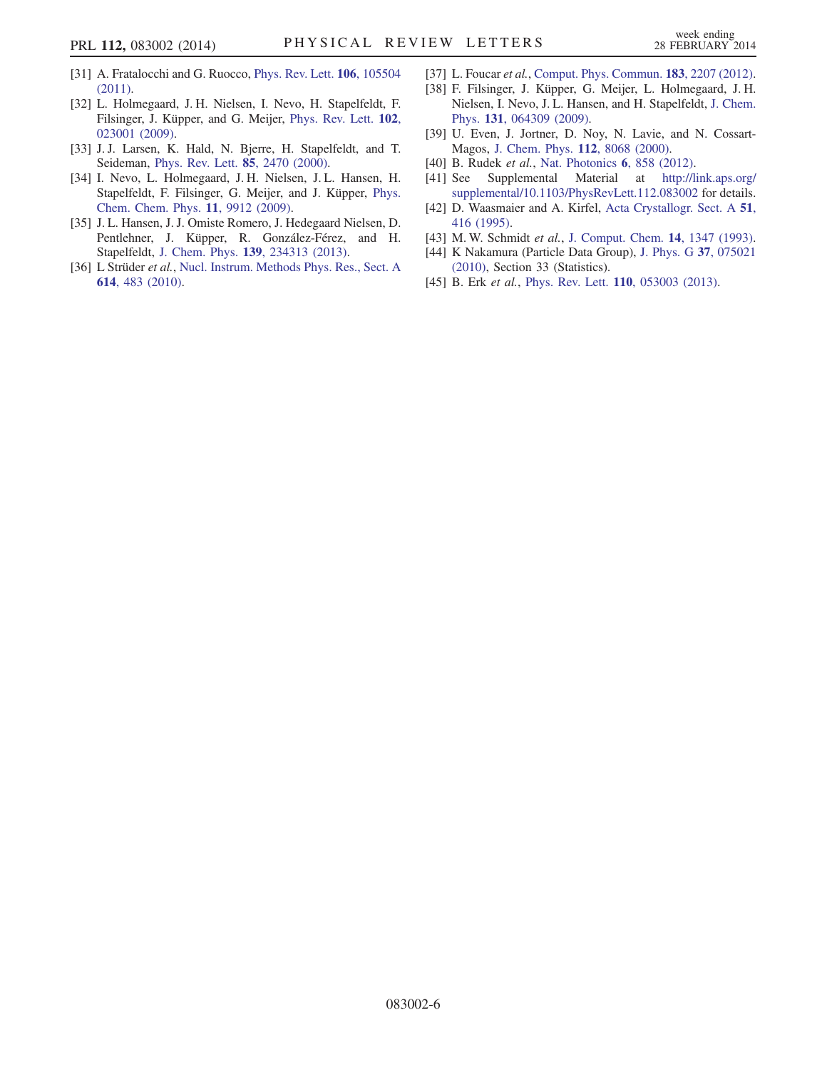[31] A. Fratalocchi and G. Ruocco, Phys. Rev. Lett. **106**, 105504 (2011).

[32] L. Holmegaard, J. H. Nielsen, I. Nevo, H. Stapelfeldt, F. Filsinger, J. Küpper, and G. Meijer, Phys. Rev. Lett. **102**, 023001 (2009).

[33] J. J. Larsen, K. Hald, N. Bjerre, H. Stapelfeldt, and T. Seideman, Phys. Rev. Lett. **85**, 2470 (2000).

[34] I. Nevo, L. Holmegaard, J. H. Nielsen, J. L. Hansen, H. Stapelfeldt, F. Filsinger, G. Meijer, and J. Küpper, Phys. Chem. Chem. Phys. **11**, 9912 (2009).

[35] J. L. Hansen, J. J. Omiste Romero, J. Hedegaard Nielsen, D. Pentlehner, J. Küpper, R. González-Férez, and H. Stapelfeldt, J. Chem. Phys. **139**, 234313 (2013).

[36] L Strüder *et al.*, Nucl. Instrum. Methods Phys. Res., Sect. A **614**, 483 (2010).

[37] L. Foucar *et al.*, Comput. Phys. Commun. **183**, 2207 (2012).

[38] F. Filsinger, J. Küpper, G. Meijer, L. Holmegaard, J. H. Nielsen, I. Nevo, J. L. Hansen, and H. Stapelfeldt, J. Chem. Phys. **131**, 064309 (2009).

[39] U. Even, J. Jortner, D. Noy, N. Lavie, and N. Cossart-Magos, J. Chem. Phys. **112**, 8068 (2000).

[40] B. Rudek *et al.*, Nat. Photonics **6**, 858 (2012).

[41] See Supplemental Material at http://link.aps.org/supplemental/10.1103/PhysRevLett.112.083002 for details.

[42] D. Waasmaier and A. Kirfel, Acta Crystallogr. Sect. A **51**, 416 (1995).

[43] M. W. Schmidt *et al.*, J. Comput. Chem. **14**, 1347 (1993).

[44] K Nakamura (Particle Data Group), J. Phys. G **37**, 075021 (2010), Section 33 (Statistics).

[45] B. Erk *et al.*, Phys. Rev. Lett. **110**, 053003 (2013).